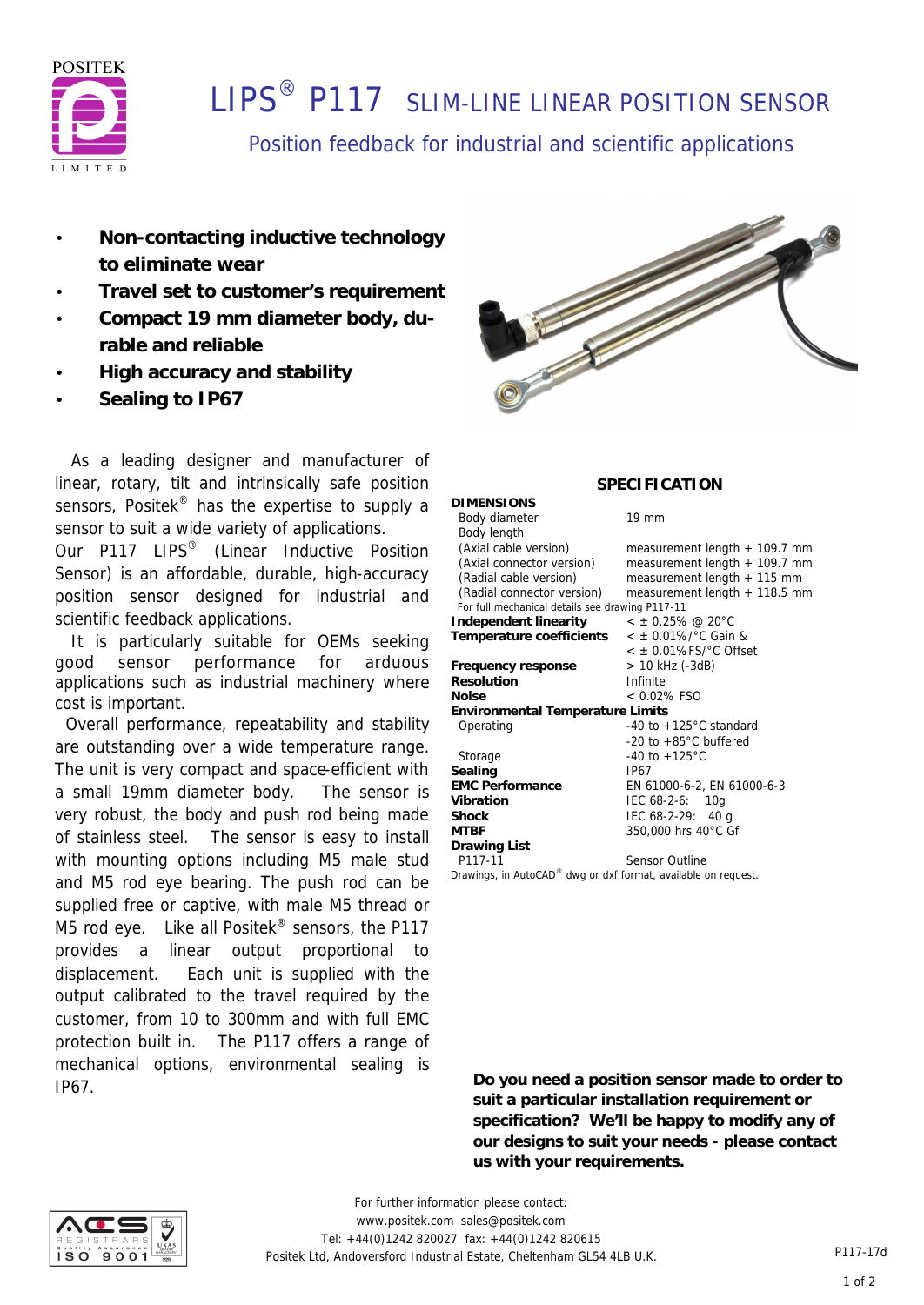# LIPS® P117 SLIM-LINE LINEAR POSITION SENSOR

## Position feedback for industrial and scientific applications

- **Non-contacting inductive technology to eliminate wear**
- **Travel set to customer's requirement**
- **Compact 19 mm diameter body, durable and reliable**
- **High accuracy and stability**
- **Sealing to IP67**

As a leading designer and manufacturer of linear, rotary, tilt and intrinsically safe position sensors, Positek® has the expertise to supply a sensor to suit a wide variety of applications.

Our P117 LIPS® (Linear Inductive Position Sensor) is an affordable, durable, high-accuracy position sensor designed for industrial and scientific feedback applications.

It is particularly suitable for OEMs seeking good sensor performance for arduous applications such as industrial machinery where cost is important.

Overall performance, repeatability and stability are outstanding over a wide temperature range. The unit is very compact and space-efficient with a small 19mm diameter body. The sensor is very robust, the body and push rod being made of stainless steel. The sensor is easy to install with mounting options including M5 male stud and M5 rod eye bearing. The push rod can be supplied free or captive, with male M5 thread or M5 rod eye. Like all Positek® sensors, the P117 provides a linear output proportional to displacement. Each unit is supplied with the output calibrated to the travel required by the customer, from 10 to 300mm and with full EMC protection built in. The P117 offers a range of mechanical options, environmental sealing is IP67.

## SPECIFICATION

| | |
|---|---|
| **DIMENSIONS** | |
| Body diameter | 19 mm |
| Body length | |
| (Axial cable version) | measurement length + 109.7 mm |
| (Axial connector version) | measurement length + 109.7 mm |
| (Radial cable version) | measurement length + 115 mm |
| (Radial connector version) | measurement length + 118.5 mm |
| For full mechanical details see drawing P117-11 | |
| **Independent linearity** | < ± 0.25% @ 20°C |
| **Temperature coefficients** | < ± 0.01%/°C Gain & |
| | < ± 0.01%FS/°C Offset |
| **Frequency response** | > 10 kHz (-3dB) |
| **Resolution** | Infinite |
| **Noise** | < 0.02% FSO |
| **Environmental Temperature Limits** | |
| Operating | -40 to +125°C standard |
| | -20 to +85°C buffered |
| Storage | -40 to +125°C |
| **Sealing** | IP67 |
| **EMC Performance** | EN 61000-6-2, EN 61000-6-3 |
| **Vibration** | IEC 68-2-6: 10g |
| **Shock** | IEC 68-2-29: 40 g |
| **MTBF** | 350,000 hrs 40°C Gf |
| **Drawing List** | |
| P117-11 | Sensor Outline |

Drawings, in AutoCAD® dwg or dxf format, available on request.

**Do you need a position sensor made to order to suit a particular installation requirement or specification? We'll be happy to modify any of our designs to suit your needs - please contact us with your requirements.**

For further information please contact:
www.positek.com sales@positek.com
Tel: +44(0)1242 820027 fax: +44(0)1242 820615
Positek Ltd, Andoversford Industrial Estate, Cheltenham GL54 4LB U.K.

P117-17d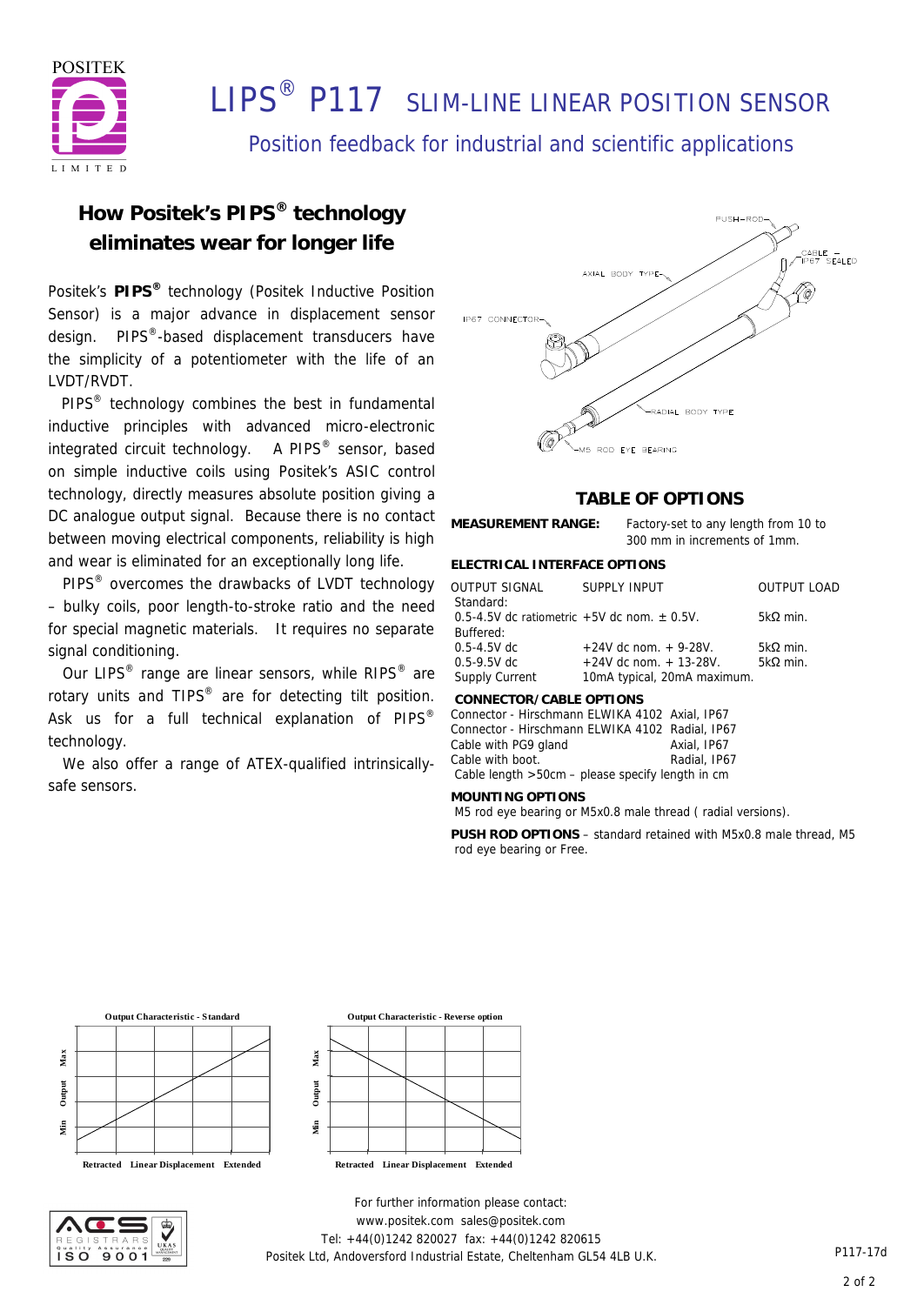# LIPS® P117 SLIM-LINE LINEAR POSITION SENSOR

Position feedback for industrial and scientific applications

## How Positek's PIPS® technology eliminates wear for longer life

Positek's **PIPS®** technology (Positek Inductive Position Sensor) is a major advance in displacement sensor design. PIPS®-based displacement transducers have the simplicity of a potentiometer with the life of an LVDT/RVDT.

PIPS® technology combines the best in fundamental inductive principles with advanced micro-electronic integrated circuit technology. A PIPS® sensor, based on simple inductive coils using Positek's ASIC control technology, directly measures absolute position giving a DC analogue output signal. Because there is no contact between moving electrical components, reliability is high and wear is eliminated for an exceptionally long life.

PIPS® overcomes the drawbacks of LVDT technology – bulky coils, poor length-to-stroke ratio and the need for special magnetic materials. It requires no separate signal conditioning.

Our LIPS® range are linear sensors, while RIPS® are rotary units and TIPS® are for detecting tilt position. Ask us for a full technical explanation of PIPS® technology.

We also offer a range of ATEX-qualified intrinsically-safe sensors.

PUSH-ROD

CABLE – IP67 SEALED

AXIAL BODY TYPE

IP67 CONNECTOR

RADIAL BODY TYPE

M5 ROD EYE BEARING

## TABLE OF OPTIONS

**MEASUREMENT RANGE:** Factory-set to any length from 10 to 300 mm in increments of 1mm.

**ELECTRICAL INTERFACE OPTIONS**

| OUTPUT SIGNAL | SUPPLY INPUT | OUTPUT LOAD |
|---|---|---|
| Standard: | | |
| 0.5-4.5V dc ratiometric | +5V dc nom. ± 0.5V. | 5kΩ min. |
| Buffered: | | |
| 0.5-4.5V dc | +24V dc nom. + 9-28V. | 5kΩ min. |
| 0.5-9.5V dc | +24V dc nom. + 13-28V. | 5kΩ min. |
| Supply Current | 10mA typical, 20mA maximum. | |

**CONNECTOR/CABLE OPTIONS**

| | |
|---|---|
| Connector - Hirschmann ELWIKA 4102 | Axial, IP67 |
| Connector - Hirschmann ELWIKA 4102 | Radial, IP67 |
| Cable with PG9 gland | Axial, IP67 |
| Cable with boot. | Radial, IP67 |

Cable length >50cm – please specify length in cm

**MOUNTING OPTIONS**

M5 rod eye bearing or M5x0.8 male thread ( radial versions).

**PUSH ROD OPTIONS** – standard retained with M5x0.8 male thread, M5 rod eye bearing or Free.

Output Characteristic - Standard

Max

Output

Min

Retracted Linear Displacement Extended

Output Characteristic - Reverse option

Max

Output

Min

Retracted Linear Displacement Extended

For further information please contact:
www.positek.com sales@positek.com
Tel: +44(0)1242 820027 fax: +44(0)1242 820615
Positek Ltd, Andoversford Industrial Estate, Cheltenham GL54 4LB U.K.

P117-17d